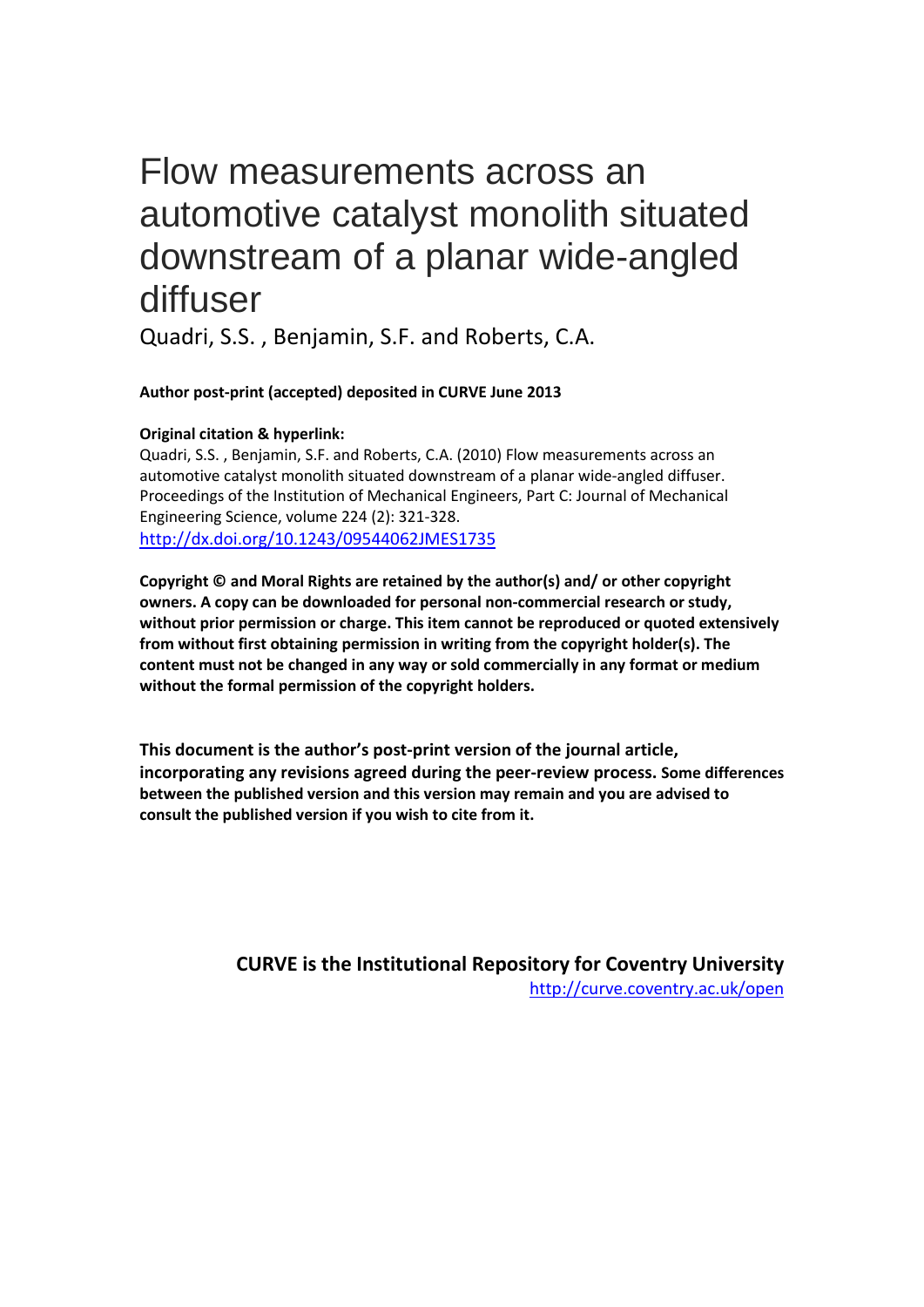# Flow measurements across an automotive catalyst monolith situated downstream of a planar wide-angled diffuser

Quadri, S.S. , Benjamin, S.F. and Roberts, C.A.

**Author post-print (accepted) deposited in CURVE June 2013**

**Original citation & hyperlink:**

Quadri, S.S. , Benjamin, S.F. and Roberts, C.A. (2010) Flow measurements across an automotive catalyst monolith situated downstream of a planar wide-angled diffuser. Proceedings of the Institution of Mechanical Engineers, Part C: Journal of Mechanical Engineering Science, volume 224 (2): 321-328.
http://dx.doi.org/10.1243/09544062JMES1735

**Copyright © and Moral Rights are retained by the author(s) and/ or other copyright owners. A copy can be downloaded for personal non-commercial research or study, without prior permission or charge. This item cannot be reproduced or quoted extensively from without first obtaining permission in writing from the copyright holder(s). The content must not be changed in any way or sold commercially in any format or medium without the formal permission of the copyright holders.**

**This document is the author's post-print version of the journal article, incorporating any revisions agreed during the peer-review process. Some differences between the published version and this version may remain and you are advised to consult the published version if you wish to cite from it.**

**CURVE is the Institutional Repository for Coventry University**
http://curve.coventry.ac.uk/open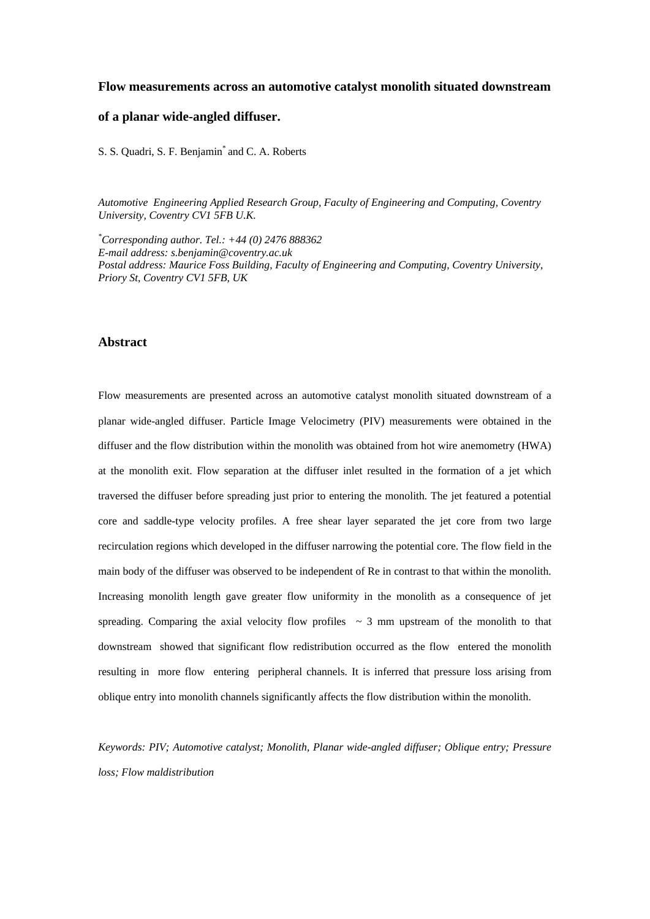**Flow measurements across an automotive catalyst monolith situated downstream of a planar wide-angled diffuser.**

S. S. Quadri, S. F. Benjamin[*] and C. A. Roberts

*Automotive Engineering Applied Research Group, Faculty of Engineering and Computing, Coventry University, Coventry CV1 5FB U.K.*

[*]*Corresponding author. Tel.: +44 (0) 2476 888362*
*E-mail address: s.benjamin@coventry.ac.uk*
*Postal address: Maurice Foss Building, Faculty of Engineering and Computing, Coventry University, Priory St, Coventry CV1 5FB, UK*

## Abstract

Flow measurements are presented across an automotive catalyst monolith situated downstream of a planar wide-angled diffuser. Particle Image Velocimetry (PIV) measurements were obtained in the diffuser and the flow distribution within the monolith was obtained from hot wire anemometry (HWA) at the monolith exit. Flow separation at the diffuser inlet resulted in the formation of a jet which traversed the diffuser before spreading just prior to entering the monolith. The jet featured a potential core and saddle-type velocity profiles. A free shear layer separated the jet core from two large recirculation regions which developed in the diffuser narrowing the potential core. The flow field in the main body of the diffuser was observed to be independent of Re in contrast to that within the monolith. Increasing monolith length gave greater flow uniformity in the monolith as a consequence of jet spreading. Comparing the axial velocity flow profiles ~ 3 mm upstream of the monolith to that downstream showed that significant flow redistribution occurred as the flow entered the monolith resulting in more flow entering peripheral channels. It is inferred that pressure loss arising from oblique entry into monolith channels significantly affects the flow distribution within the monolith.

*Keywords: PIV; Automotive catalyst; Monolith, Planar wide-angled diffuser; Oblique entry; Pressure loss; Flow maldistribution*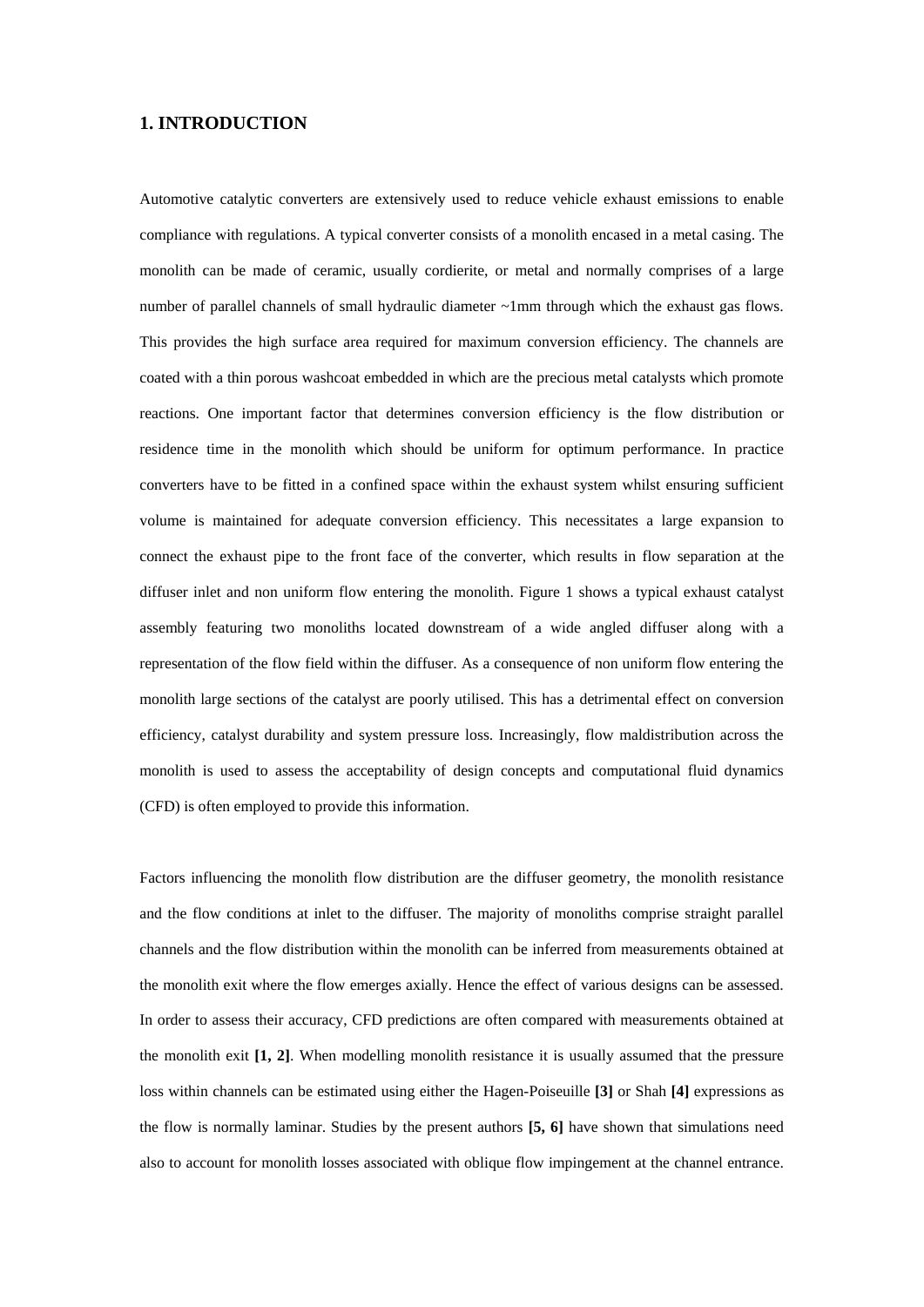## 1. INTRODUCTION

Automotive catalytic converters are extensively used to reduce vehicle exhaust emissions to enable compliance with regulations. A typical converter consists of a monolith encased in a metal casing. The monolith can be made of ceramic, usually cordierite, or metal and normally comprises of a large number of parallel channels of small hydraulic diameter ~1mm through which the exhaust gas flows. This provides the high surface area required for maximum conversion efficiency. The channels are coated with a thin porous washcoat embedded in which are the precious metal catalysts which promote reactions. One important factor that determines conversion efficiency is the flow distribution or residence time in the monolith which should be uniform for optimum performance. In practice converters have to be fitted in a confined space within the exhaust system whilst ensuring sufficient volume is maintained for adequate conversion efficiency. This necessitates a large expansion to connect the exhaust pipe to the front face of the converter, which results in flow separation at the diffuser inlet and non uniform flow entering the monolith. Figure 1 shows a typical exhaust catalyst assembly featuring two monoliths located downstream of a wide angled diffuser along with a representation of the flow field within the diffuser. As a consequence of non uniform flow entering the monolith large sections of the catalyst are poorly utilised. This has a detrimental effect on conversion efficiency, catalyst durability and system pressure loss. Increasingly, flow maldistribution across the monolith is used to assess the acceptability of design concepts and computational fluid dynamics (CFD) is often employed to provide this information.

Factors influencing the monolith flow distribution are the diffuser geometry, the monolith resistance and the flow conditions at inlet to the diffuser. The majority of monoliths comprise straight parallel channels and the flow distribution within the monolith can be inferred from measurements obtained at the monolith exit where the flow emerges axially. Hence the effect of various designs can be assessed. In order to assess their accuracy, CFD predictions are often compared with measurements obtained at the monolith exit **[1, 2]**. When modelling monolith resistance it is usually assumed that the pressure loss within channels can be estimated using either the Hagen-Poiseuille **[3]** or Shah **[4]** expressions as the flow is normally laminar. Studies by the present authors **[5, 6]** have shown that simulations need also to account for monolith losses associated with oblique flow impingement at the channel entrance.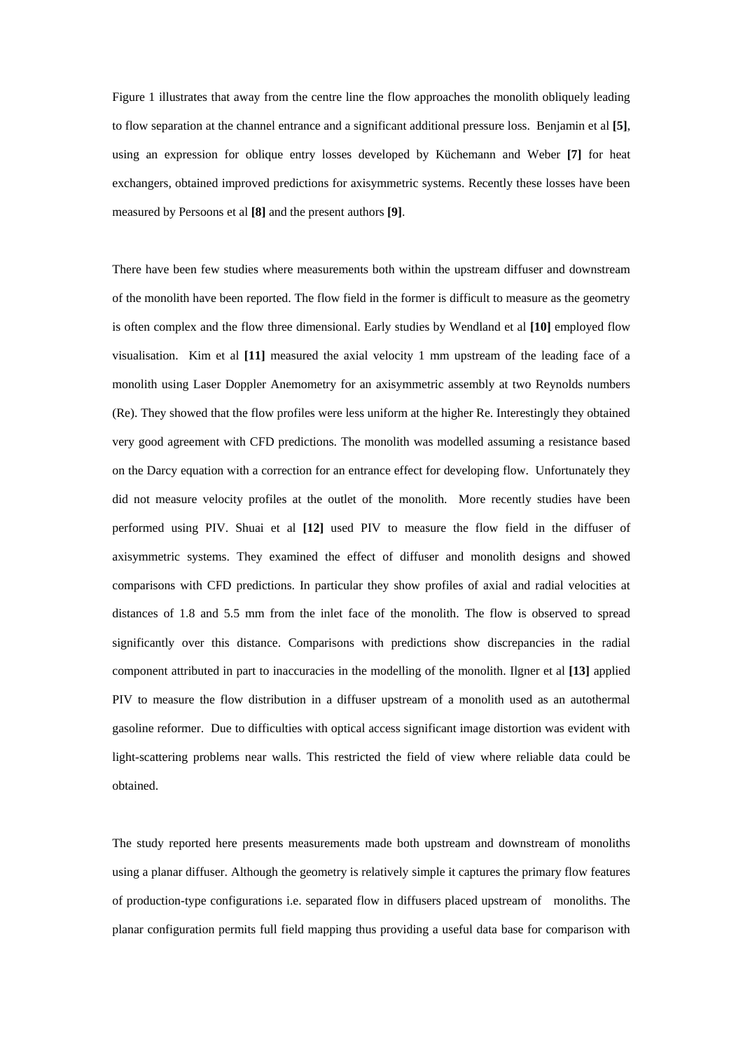Figure 1 illustrates that away from the centre line the flow approaches the monolith obliquely leading to flow separation at the channel entrance and a significant additional pressure loss. Benjamin et al **[5]**, using an expression for oblique entry losses developed by Küchemann and Weber **[7]** for heat exchangers, obtained improved predictions for axisymmetric systems. Recently these losses have been measured by Persoons et al **[8]** and the present authors **[9]**.

There have been few studies where measurements both within the upstream diffuser and downstream of the monolith have been reported. The flow field in the former is difficult to measure as the geometry is often complex and the flow three dimensional. Early studies by Wendland et al **[10]** employed flow visualisation. Kim et al **[11]** measured the axial velocity 1 mm upstream of the leading face of a monolith using Laser Doppler Anemometry for an axisymmetric assembly at two Reynolds numbers (Re). They showed that the flow profiles were less uniform at the higher Re. Interestingly they obtained very good agreement with CFD predictions. The monolith was modelled assuming a resistance based on the Darcy equation with a correction for an entrance effect for developing flow. Unfortunately they did not measure velocity profiles at the outlet of the monolith. More recently studies have been performed using PIV. Shuai et al **[12]** used PIV to measure the flow field in the diffuser of axisymmetric systems. They examined the effect of diffuser and monolith designs and showed comparisons with CFD predictions. In particular they show profiles of axial and radial velocities at distances of 1.8 and 5.5 mm from the inlet face of the monolith. The flow is observed to spread significantly over this distance. Comparisons with predictions show discrepancies in the radial component attributed in part to inaccuracies in the modelling of the monolith. Ilgner et al **[13]** applied PIV to measure the flow distribution in a diffuser upstream of a monolith used as an autothermal gasoline reformer. Due to difficulties with optical access significant image distortion was evident with light-scattering problems near walls. This restricted the field of view where reliable data could be obtained.

The study reported here presents measurements made both upstream and downstream of monoliths using a planar diffuser. Although the geometry is relatively simple it captures the primary flow features of production-type configurations i.e. separated flow in diffusers placed upstream of monoliths. The planar configuration permits full field mapping thus providing a useful data base for comparison with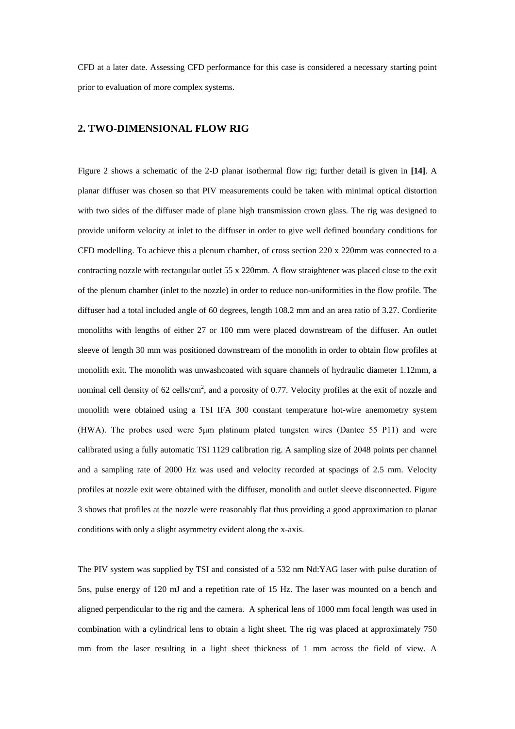CFD at a later date. Assessing CFD performance for this case is considered a necessary starting point prior to evaluation of more complex systems.

## 2. TWO-DIMENSIONAL FLOW RIG

Figure 2 shows a schematic of the 2-D planar isothermal flow rig; further detail is given in **[14]**. A planar diffuser was chosen so that PIV measurements could be taken with minimal optical distortion with two sides of the diffuser made of plane high transmission crown glass. The rig was designed to provide uniform velocity at inlet to the diffuser in order to give well defined boundary conditions for CFD modelling. To achieve this a plenum chamber, of cross section 220 x 220mm was connected to a contracting nozzle with rectangular outlet 55 x 220mm. A flow straightener was placed close to the exit of the plenum chamber (inlet to the nozzle) in order to reduce non-uniformities in the flow profile. The diffuser had a total included angle of 60 degrees, length 108.2 mm and an area ratio of 3.27. Cordierite monoliths with lengths of either 27 or 100 mm were placed downstream of the diffuser. An outlet sleeve of length 30 mm was positioned downstream of the monolith in order to obtain flow profiles at monolith exit. The monolith was unwashcoated with square channels of hydraulic diameter 1.12mm, a nominal cell density of 62 cells/cm$^2$, and a porosity of 0.77. Velocity profiles at the exit of nozzle and monolith were obtained using a TSI IFA 300 constant temperature hot-wire anemometry system (HWA). The probes used were 5μm platinum plated tungsten wires (Dantec 55 P11) and were calibrated using a fully automatic TSI 1129 calibration rig. A sampling size of 2048 points per channel and a sampling rate of 2000 Hz was used and velocity recorded at spacings of 2.5 mm. Velocity profiles at nozzle exit were obtained with the diffuser, monolith and outlet sleeve disconnected. Figure 3 shows that profiles at the nozzle were reasonably flat thus providing a good approximation to planar conditions with only a slight asymmetry evident along the x-axis.

The PIV system was supplied by TSI and consisted of a 532 nm Nd:YAG laser with pulse duration of 5ns, pulse energy of 120 mJ and a repetition rate of 15 Hz. The laser was mounted on a bench and aligned perpendicular to the rig and the camera. A spherical lens of 1000 mm focal length was used in combination with a cylindrical lens to obtain a light sheet. The rig was placed at approximately 750 mm from the laser resulting in a light sheet thickness of 1 mm across the field of view. A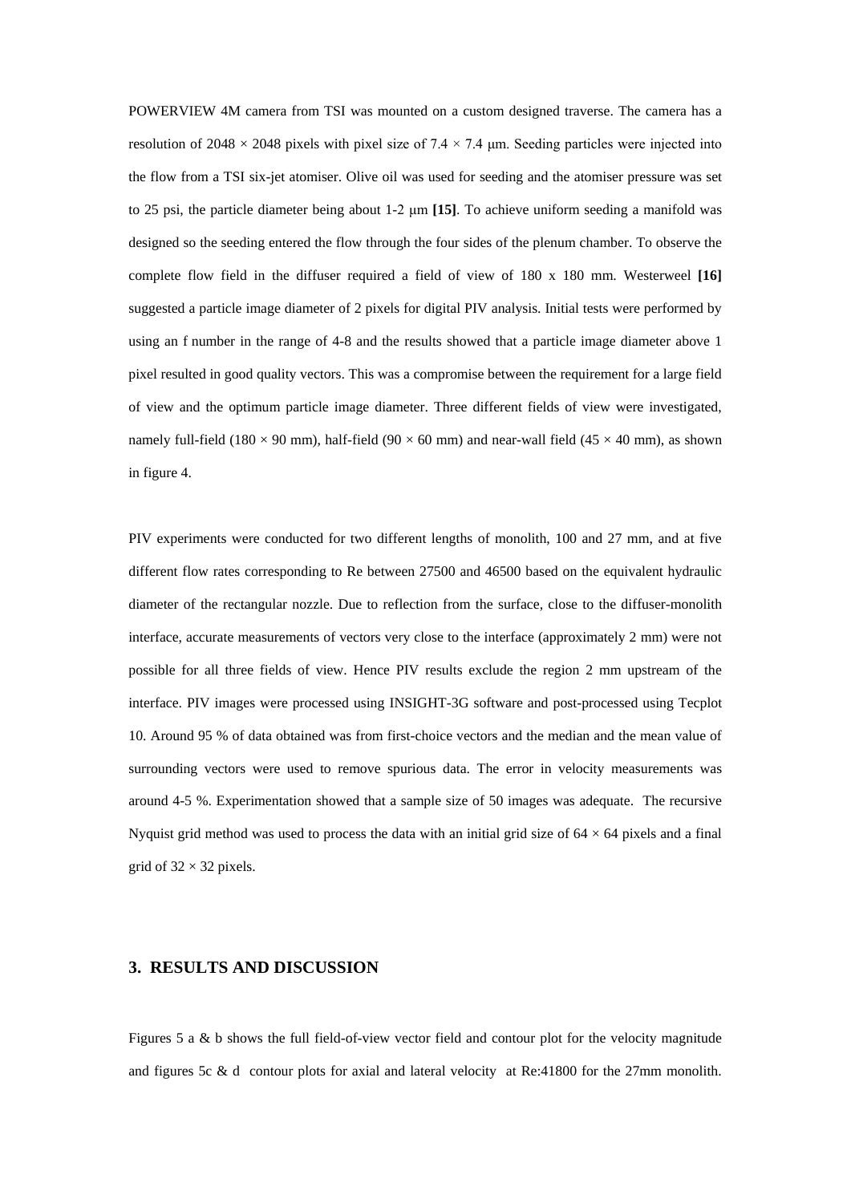POWERVIEW 4M camera from TSI was mounted on a custom designed traverse. The camera has a resolution of 2048 × 2048 pixels with pixel size of 7.4 × 7.4 μm. Seeding particles were injected into the flow from a TSI six-jet atomiser. Olive oil was used for seeding and the atomiser pressure was set to 25 psi, the particle diameter being about 1-2 μm **[15]**. To achieve uniform seeding a manifold was designed so the seeding entered the flow through the four sides of the plenum chamber. To observe the complete flow field in the diffuser required a field of view of 180 x 180 mm. Westerweel **[16]** suggested a particle image diameter of 2 pixels for digital PIV analysis. Initial tests were performed by using an f number in the range of 4-8 and the results showed that a particle image diameter above 1 pixel resulted in good quality vectors. This was a compromise between the requirement for a large field of view and the optimum particle image diameter. Three different fields of view were investigated, namely full-field (180 × 90 mm), half-field (90 × 60 mm) and near-wall field (45 × 40 mm), as shown in figure 4.

PIV experiments were conducted for two different lengths of monolith, 100 and 27 mm, and at five different flow rates corresponding to Re between 27500 and 46500 based on the equivalent hydraulic diameter of the rectangular nozzle. Due to reflection from the surface, close to the diffuser-monolith interface, accurate measurements of vectors very close to the interface (approximately 2 mm) were not possible for all three fields of view. Hence PIV results exclude the region 2 mm upstream of the interface. PIV images were processed using INSIGHT-3G software and post-processed using Tecplot 10. Around 95 % of data obtained was from first-choice vectors and the median and the mean value of surrounding vectors were used to remove spurious data. The error in velocity measurements was around 4-5 %. Experimentation showed that a sample size of 50 images was adequate. The recursive Nyquist grid method was used to process the data with an initial grid size of 64 × 64 pixels and a final grid of 32 × 32 pixels.

## 3. RESULTS AND DISCUSSION

Figures 5 a & b shows the full field-of-view vector field and contour plot for the velocity magnitude and figures 5c & d contour plots for axial and lateral velocity at Re:41800 for the 27mm monolith.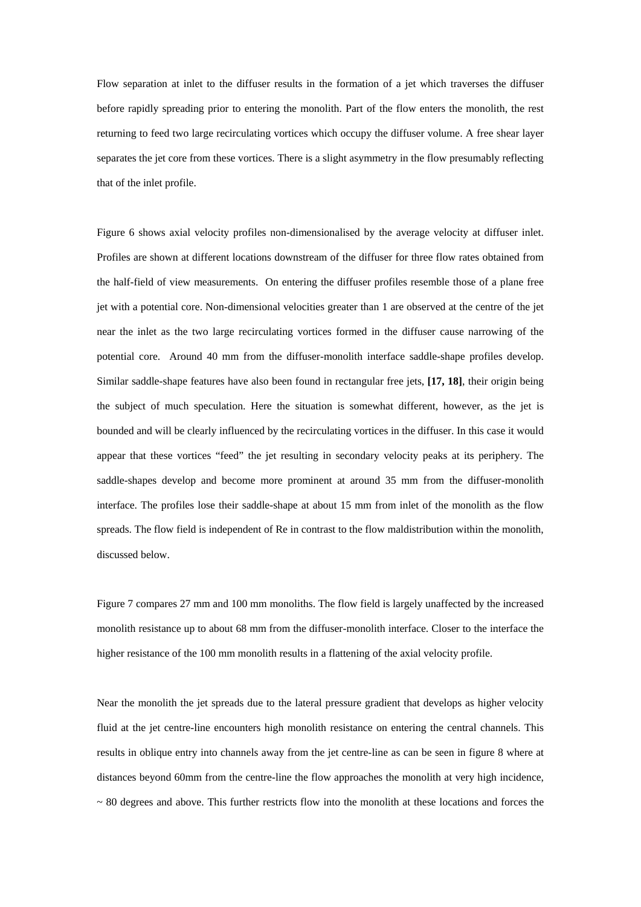Flow separation at inlet to the diffuser results in the formation of a jet which traverses the diffuser before rapidly spreading prior to entering the monolith. Part of the flow enters the monolith, the rest returning to feed two large recirculating vortices which occupy the diffuser volume. A free shear layer separates the jet core from these vortices. There is a slight asymmetry in the flow presumably reflecting that of the inlet profile.

Figure 6 shows axial velocity profiles non-dimensionalised by the average velocity at diffuser inlet. Profiles are shown at different locations downstream of the diffuser for three flow rates obtained from the half-field of view measurements. On entering the diffuser profiles resemble those of a plane free jet with a potential core. Non-dimensional velocities greater than 1 are observed at the centre of the jet near the inlet as the two large recirculating vortices formed in the diffuser cause narrowing of the potential core. Around 40 mm from the diffuser-monolith interface saddle-shape profiles develop. Similar saddle-shape features have also been found in rectangular free jets, **[17, 18]**, their origin being the subject of much speculation. Here the situation is somewhat different, however, as the jet is bounded and will be clearly influenced by the recirculating vortices in the diffuser. In this case it would appear that these vortices "feed" the jet resulting in secondary velocity peaks at its periphery. The saddle-shapes develop and become more prominent at around 35 mm from the diffuser-monolith interface. The profiles lose their saddle-shape at about 15 mm from inlet of the monolith as the flow spreads. The flow field is independent of Re in contrast to the flow maldistribution within the monolith, discussed below.

Figure 7 compares 27 mm and 100 mm monoliths. The flow field is largely unaffected by the increased monolith resistance up to about 68 mm from the diffuser-monolith interface. Closer to the interface the higher resistance of the 100 mm monolith results in a flattening of the axial velocity profile.

Near the monolith the jet spreads due to the lateral pressure gradient that develops as higher velocity fluid at the jet centre-line encounters high monolith resistance on entering the central channels. This results in oblique entry into channels away from the jet centre-line as can be seen in figure 8 where at distances beyond 60mm from the centre-line the flow approaches the monolith at very high incidence, ~ 80 degrees and above. This further restricts flow into the monolith at these locations and forces the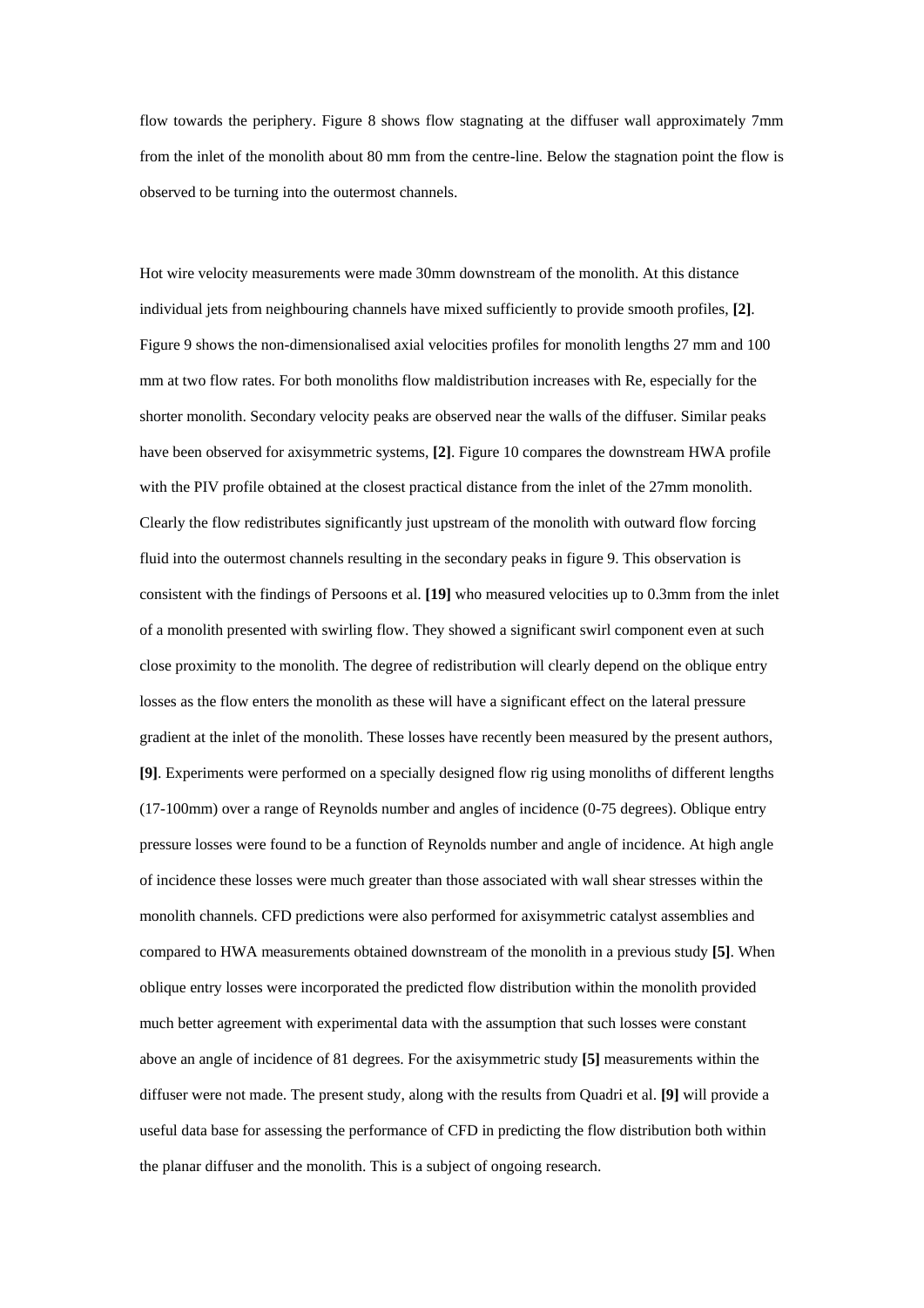flow towards the periphery. Figure 8 shows flow stagnating at the diffuser wall approximately 7mm from the inlet of the monolith about 80 mm from the centre-line. Below the stagnation point the flow is observed to be turning into the outermost channels.

Hot wire velocity measurements were made 30mm downstream of the monolith. At this distance individual jets from neighbouring channels have mixed sufficiently to provide smooth profiles, **[2]**. Figure 9 shows the non-dimensionalised axial velocities profiles for monolith lengths 27 mm and 100 mm at two flow rates. For both monoliths flow maldistribution increases with Re, especially for the shorter monolith. Secondary velocity peaks are observed near the walls of the diffuser. Similar peaks have been observed for axisymmetric systems, **[2]**. Figure 10 compares the downstream HWA profile with the PIV profile obtained at the closest practical distance from the inlet of the 27mm monolith. Clearly the flow redistributes significantly just upstream of the monolith with outward flow forcing fluid into the outermost channels resulting in the secondary peaks in figure 9. This observation is consistent with the findings of Persoons et al. **[19]** who measured velocities up to 0.3mm from the inlet of a monolith presented with swirling flow. They showed a significant swirl component even at such close proximity to the monolith. The degree of redistribution will clearly depend on the oblique entry losses as the flow enters the monolith as these will have a significant effect on the lateral pressure gradient at the inlet of the monolith. These losses have recently been measured by the present authors, **[9]**. Experiments were performed on a specially designed flow rig using monoliths of different lengths (17-100mm) over a range of Reynolds number and angles of incidence (0-75 degrees). Oblique entry pressure losses were found to be a function of Reynolds number and angle of incidence. At high angle of incidence these losses were much greater than those associated with wall shear stresses within the monolith channels. CFD predictions were also performed for axisymmetric catalyst assemblies and compared to HWA measurements obtained downstream of the monolith in a previous study **[5]**. When oblique entry losses were incorporated the predicted flow distribution within the monolith provided much better agreement with experimental data with the assumption that such losses were constant above an angle of incidence of 81 degrees. For the axisymmetric study **[5]** measurements within the diffuser were not made. The present study, along with the results from Quadri et al. **[9]** will provide a useful data base for assessing the performance of CFD in predicting the flow distribution both within the planar diffuser and the monolith. This is a subject of ongoing research.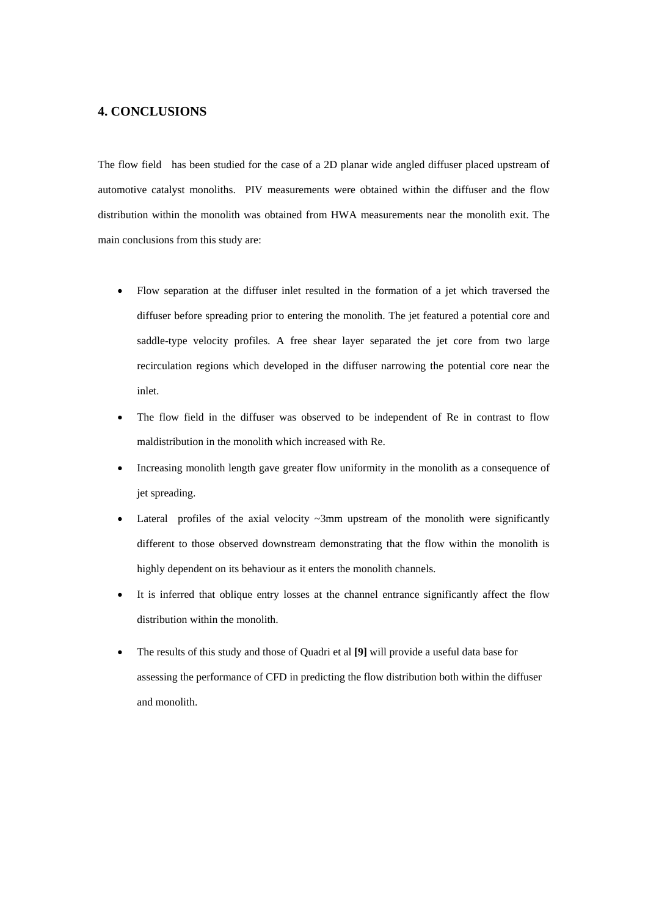## 4. CONCLUSIONS

The flow field has been studied for the case of a 2D planar wide angled diffuser placed upstream of automotive catalyst monoliths. PIV measurements were obtained within the diffuser and the flow distribution within the monolith was obtained from HWA measurements near the monolith exit. The main conclusions from this study are:

- Flow separation at the diffuser inlet resulted in the formation of a jet which traversed the diffuser before spreading prior to entering the monolith. The jet featured a potential core and saddle-type velocity profiles. A free shear layer separated the jet core from two large recirculation regions which developed in the diffuser narrowing the potential core near the inlet.
- The flow field in the diffuser was observed to be independent of Re in contrast to flow maldistribution in the monolith which increased with Re.
- Increasing monolith length gave greater flow uniformity in the monolith as a consequence of jet spreading.
- Lateral profiles of the axial velocity ~3mm upstream of the monolith were significantly different to those observed downstream demonstrating that the flow within the monolith is highly dependent on its behaviour as it enters the monolith channels.
- It is inferred that oblique entry losses at the channel entrance significantly affect the flow distribution within the monolith.
- The results of this study and those of Quadri et al **[9]** will provide a useful data base for assessing the performance of CFD in predicting the flow distribution both within the diffuser and monolith.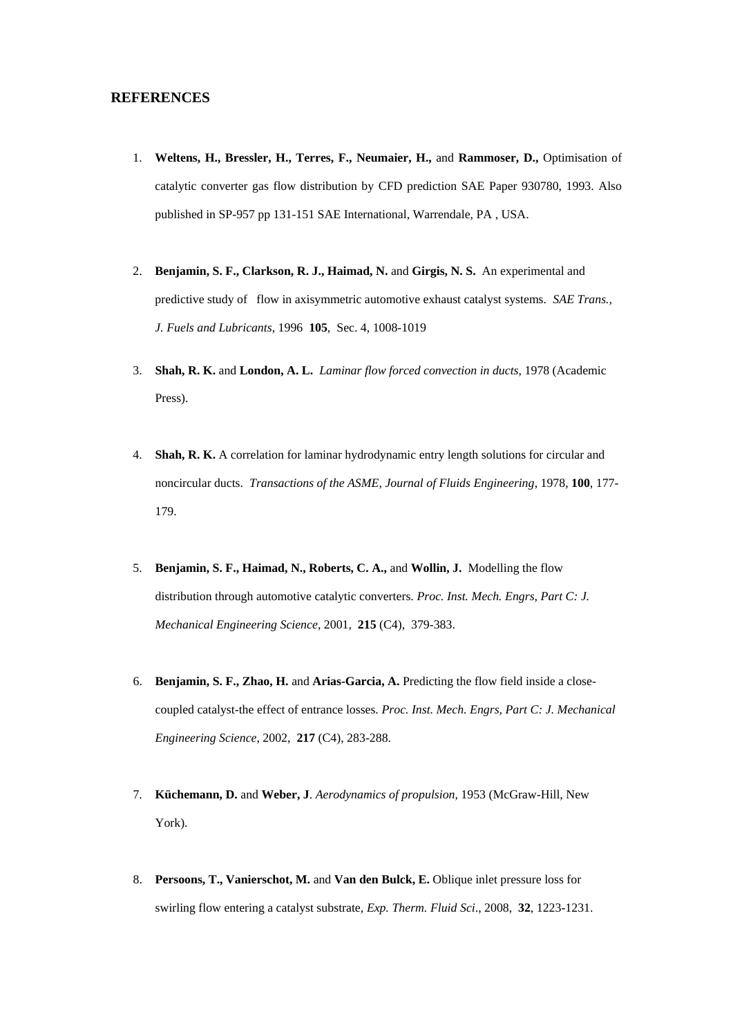## REFERENCES

1. **Weltens, H., Bressler, H., Terres, F., Neumaier, H.,** and **Rammoser, D.,** Optimisation of catalytic converter gas flow distribution by CFD prediction SAE Paper 930780, 1993. Also published in SP-957 pp 131-151 SAE International, Warrendale, PA , USA.

2. **Benjamin, S. F., Clarkson, R. J., Haimad, N.** and **Girgis, N. S.** An experimental and predictive study of flow in axisymmetric automotive exhaust catalyst systems. *SAE Trans., J. Fuels and Lubricants*, 1996 **105**, Sec. 4, 1008-1019

3. **Shah, R. K.** and **London, A. L.** *Laminar flow forced convection in ducts*, 1978 (Academic Press).

4. **Shah, R. K.** A correlation for laminar hydrodynamic entry length solutions for circular and noncircular ducts. *Transactions of the ASME, Journal of Fluids Engineering*, 1978, **100**, 177-179.

5. **Benjamin, S. F., Haimad, N., Roberts, C. A.,** and **Wollin, J.** Modelling the flow distribution through automotive catalytic converters. *Proc. Inst. Mech. Engrs, Part C: J. Mechanical Engineering Science*, 2001, **215** (C4), 379-383.

6. **Benjamin, S. F., Zhao, H.** and **Arias-Garcia, A.** Predicting the flow field inside a close-coupled catalyst-the effect of entrance losses. *Proc. Inst. Mech. Engrs, Part C: J. Mechanical Engineering Science*, 2002, **217** (C4), 283-288.

7. **Küchemann, D.** and **Weber, J**. *Aerodynamics of propulsion*, 1953 (McGraw-Hill, New York).

8. **Persoons, T., Vanierschot, M.** and **Van den Bulck, E.** Oblique inlet pressure loss for swirling flow entering a catalyst substrate, *Exp. Therm. Fluid Sci*., 2008, **32**, 1223-1231.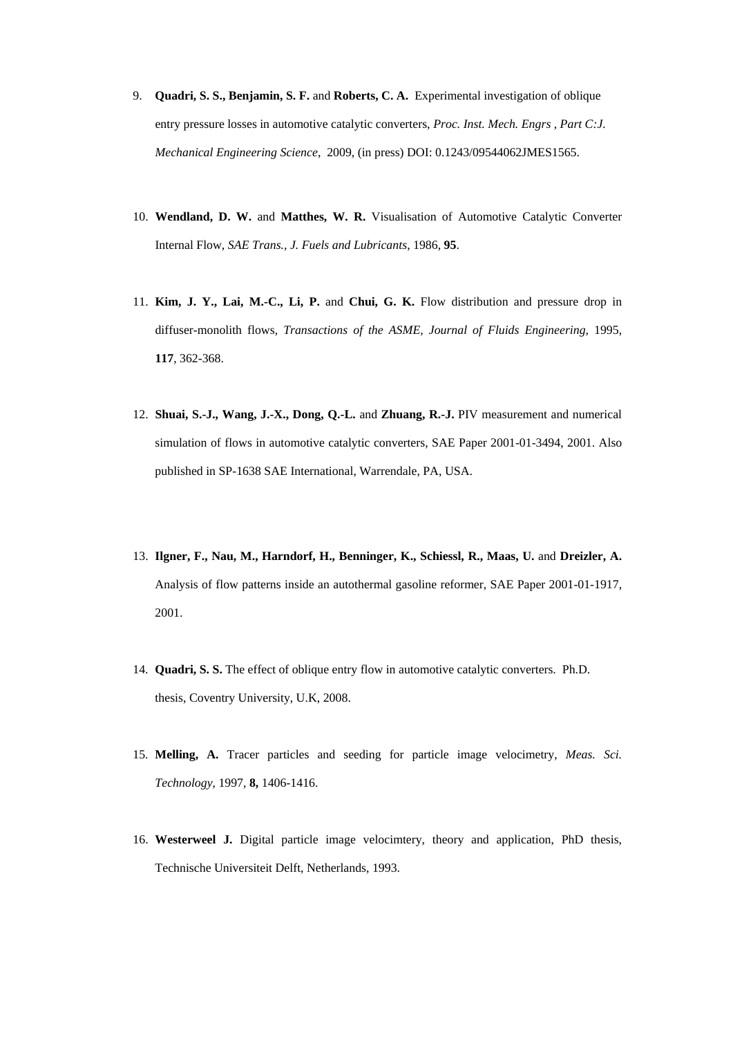9. **Quadri, S. S., Benjamin, S. F.** and **Roberts, C. A.** Experimental investigation of oblique entry pressure losses in automotive catalytic converters, *Proc. Inst. Mech. Engrs , Part C:J. Mechanical Engineering Science*, 2009, (in press) DOI: 0.1243/09544062JMES1565.

10. **Wendland, D. W.** and **Matthes, W. R.** Visualisation of Automotive Catalytic Converter Internal Flow, *SAE Trans., J. Fuels and Lubricants*, 1986, **95**.

11. **Kim, J. Y., Lai, M.-C., Li, P.** and **Chui, G. K.** Flow distribution and pressure drop in diffuser-monolith flows, *Transactions of the ASME, Journal of Fluids Engineering*, 1995, **117**, 362-368.

12. **Shuai, S.-J., Wang, J.-X., Dong, Q.-L.** and **Zhuang, R.-J.** PIV measurement and numerical simulation of flows in automotive catalytic converters, SAE Paper 2001-01-3494, 2001. Also published in SP-1638 SAE International, Warrendale, PA, USA.

13. **Ilgner, F., Nau, M., Harndorf, H., Benninger, K., Schiessl, R., Maas, U.** and **Dreizler, A.** Analysis of flow patterns inside an autothermal gasoline reformer, SAE Paper 2001-01-1917, 2001.

14. **Quadri, S. S.** The effect of oblique entry flow in automotive catalytic converters. Ph.D. thesis, Coventry University, U.K, 2008.

15. **Melling, A.** Tracer particles and seeding for particle image velocimetry, *Meas. Sci. Technology*, 1997, **8,** 1406-1416.

16. **Westerweel J.** Digital particle image velocimtery, theory and application, PhD thesis, Technische Universiteit Delft, Netherlands, 1993.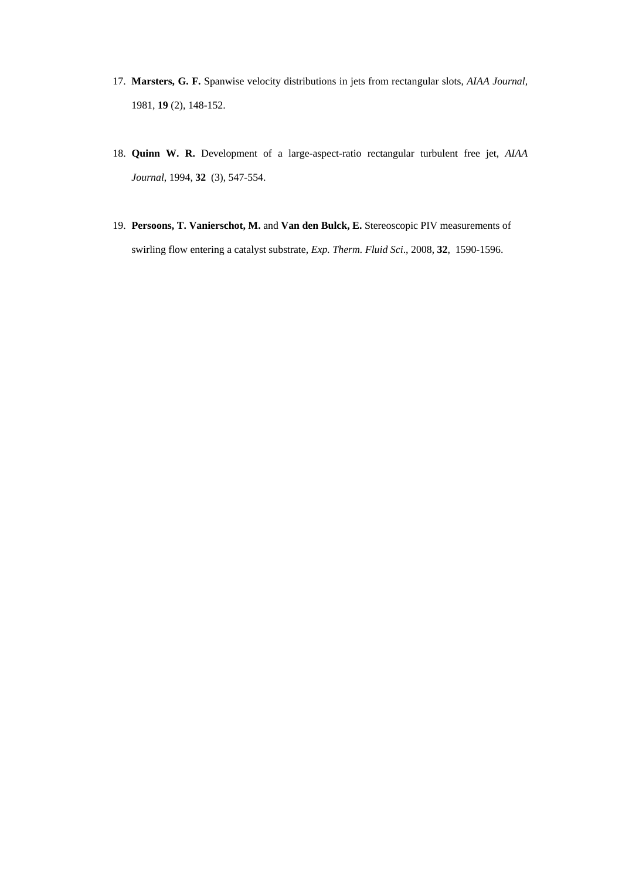17. **Marsters, G. F.** Spanwise velocity distributions in jets from rectangular slots, *AIAA Journal*, 1981, **19** (2), 148-152.

18. **Quinn W. R.** Development of a large-aspect-ratio rectangular turbulent free jet, *AIAA Journal*, 1994, **32** (3), 547-554.

19. **Persoons, T. Vanierschot, M.** and **Van den Bulck, E.** Stereoscopic PIV measurements of swirling flow entering a catalyst substrate, *Exp. Therm. Fluid Sci*., 2008, **32**, 1590-1596.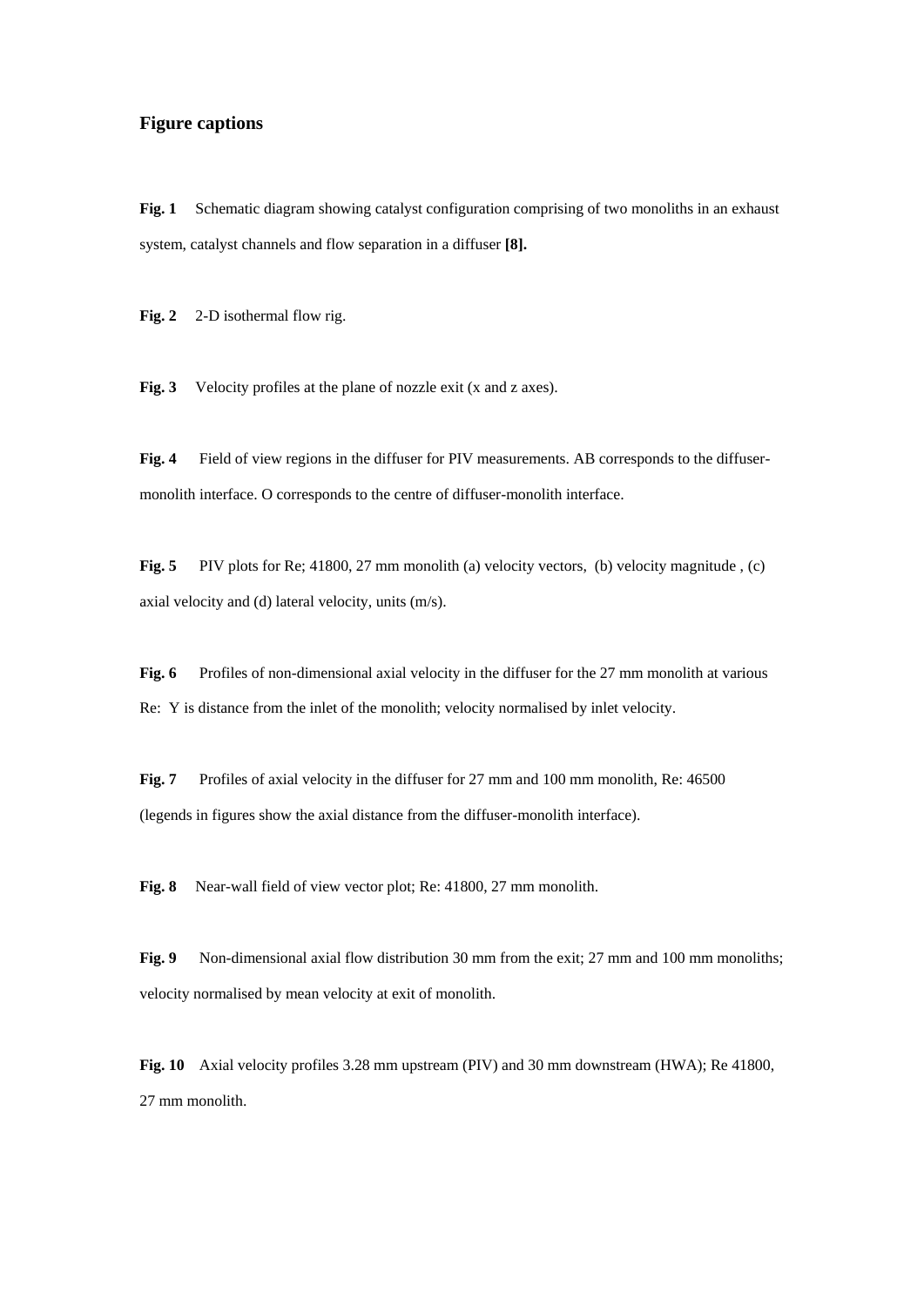## Figure captions

**Fig. 1** Schematic diagram showing catalyst configuration comprising of two monoliths in an exhaust system, catalyst channels and flow separation in a diffuser **[8].**

**Fig. 2** 2-D isothermal flow rig.

**Fig. 3** Velocity profiles at the plane of nozzle exit (x and z axes).

**Fig. 4** Field of view regions in the diffuser for PIV measurements. AB corresponds to the diffuser-monolith interface. O corresponds to the centre of diffuser-monolith interface.

**Fig. 5** PIV plots for Re; 41800, 27 mm monolith (a) velocity vectors, (b) velocity magnitude , (c) axial velocity and (d) lateral velocity, units (m/s).

**Fig. 6** Profiles of non-dimensional axial velocity in the diffuser for the 27 mm monolith at various Re: Y is distance from the inlet of the monolith; velocity normalised by inlet velocity.

**Fig. 7** Profiles of axial velocity in the diffuser for 27 mm and 100 mm monolith, Re: 46500 (legends in figures show the axial distance from the diffuser-monolith interface).

**Fig. 8** Near-wall field of view vector plot; Re: 41800, 27 mm monolith.

**Fig. 9** Non-dimensional axial flow distribution 30 mm from the exit; 27 mm and 100 mm monoliths; velocity normalised by mean velocity at exit of monolith.

**Fig. 10** Axial velocity profiles 3.28 mm upstream (PIV) and 30 mm downstream (HWA); Re 41800, 27 mm monolith.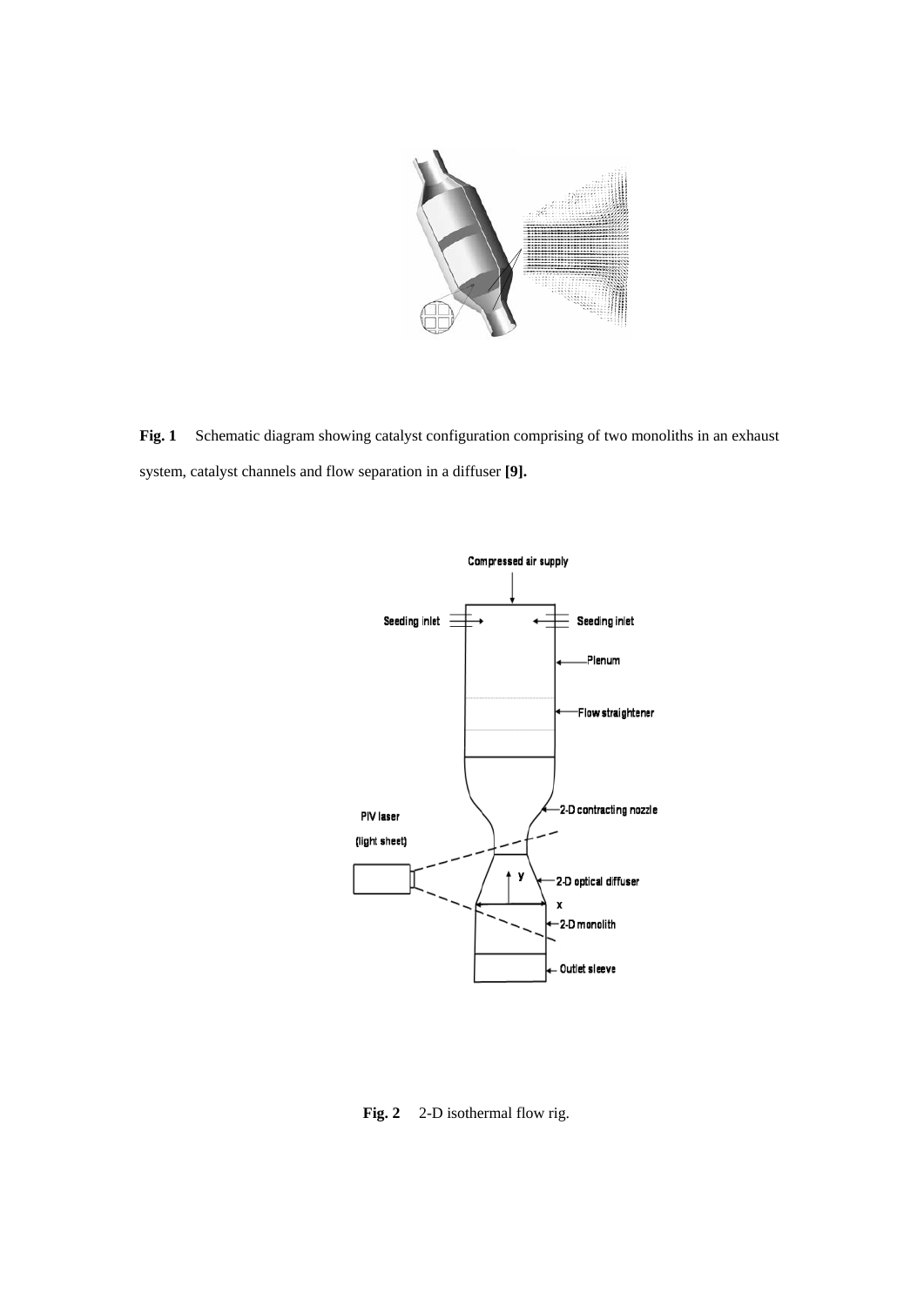**Fig. 1** Schematic diagram showing catalyst configuration comprising of two monoliths in an exhaust system, catalyst channels and flow separation in a diffuser **[9].**

**Fig. 2** 2-D isothermal flow rig.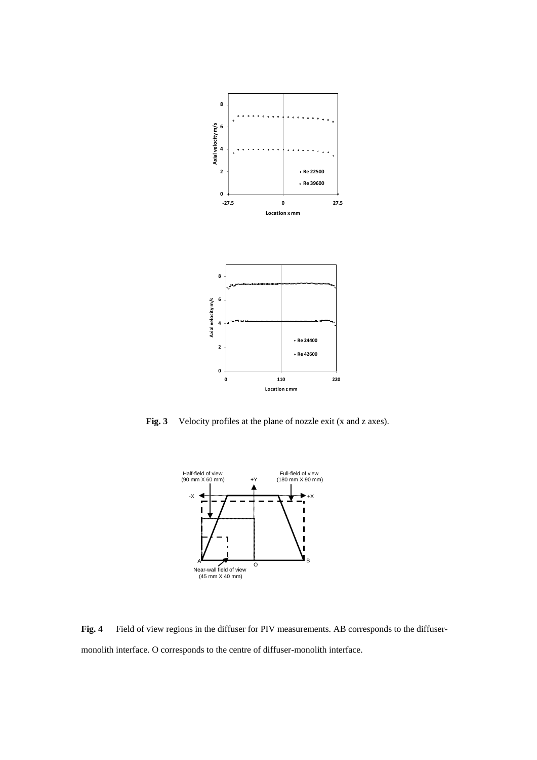**Fig. 3** Velocity profiles at the plane of nozzle exit (x and z axes).

**Fig. 4** Field of view regions in the diffuser for PIV measurements. AB corresponds to the diffuser-monolith interface. O corresponds to the centre of diffuser-monolith interface.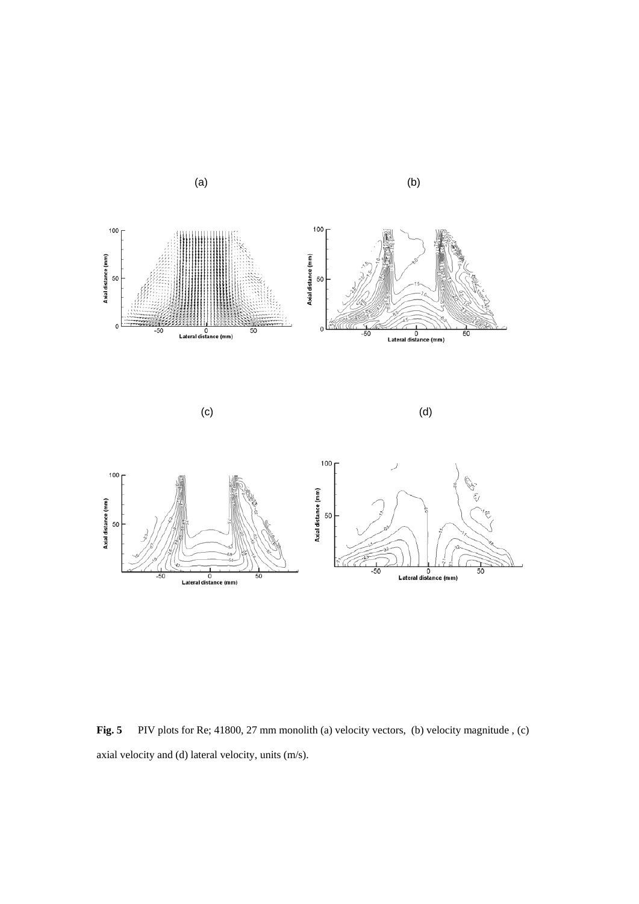**Fig. 5** PIV plots for Re; 41800, 27 mm monolith (a) velocity vectors, (b) velocity magnitude , (c) axial velocity and (d) lateral velocity, units (m/s).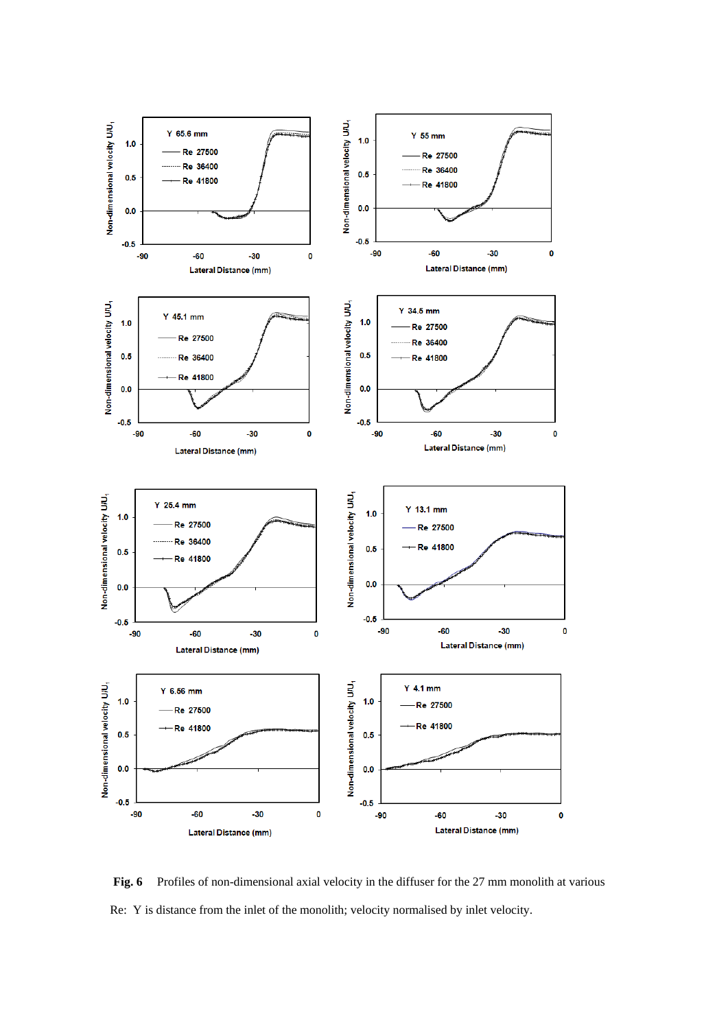**Fig. 6** Profiles of non-dimensional axial velocity in the diffuser for the 27 mm monolith at various Re: Y is distance from the inlet of the monolith; velocity normalised by inlet velocity.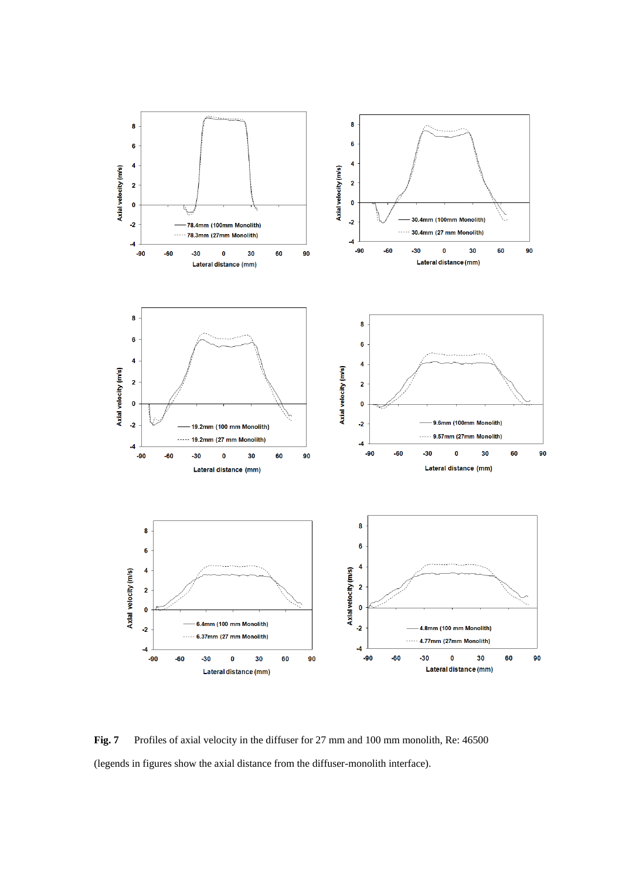**Fig. 7** Profiles of axial velocity in the diffuser for 27 mm and 100 mm monolith, Re: 46500 (legends in figures show the axial distance from the diffuser-monolith interface).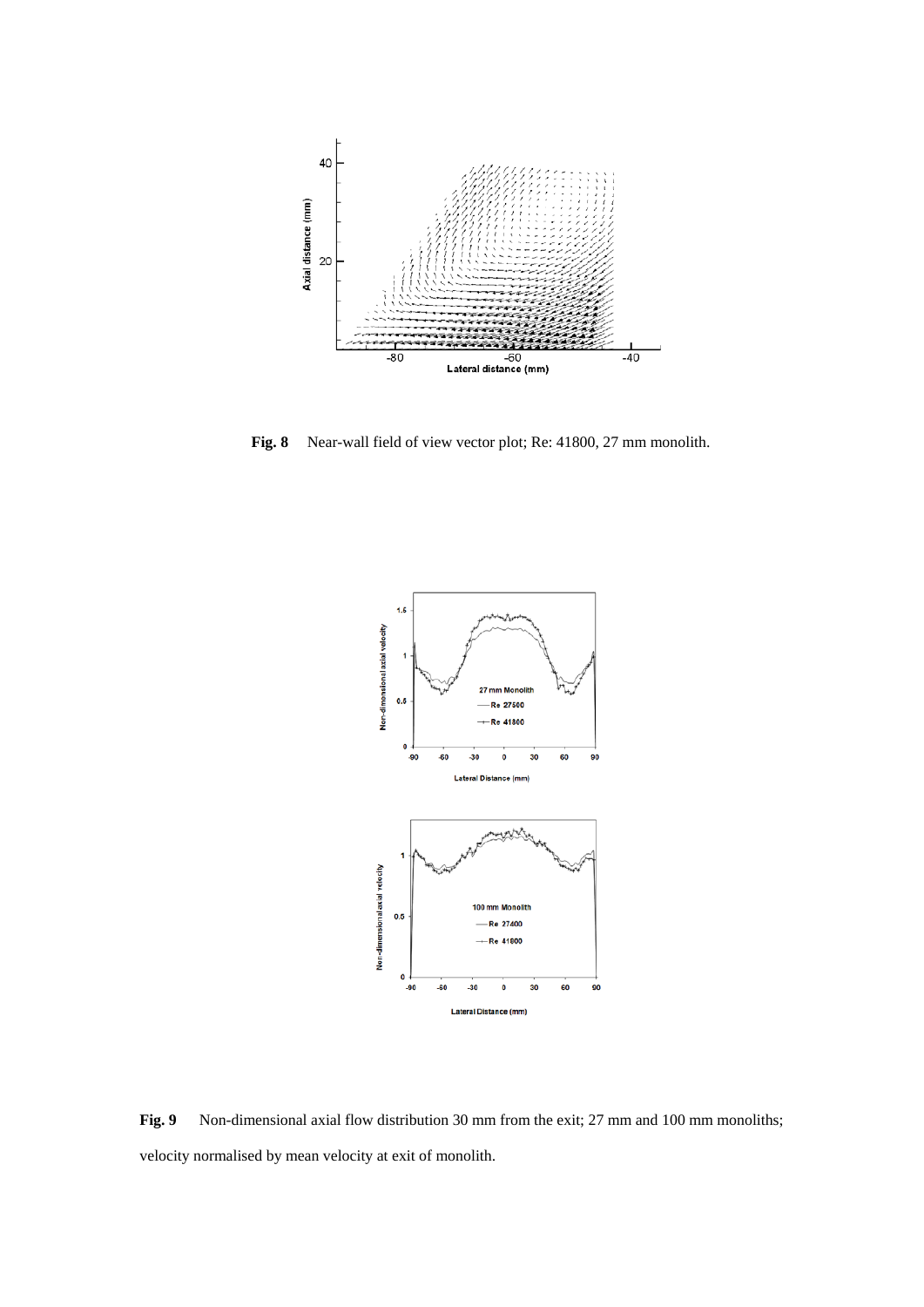**Fig. 8** Near-wall field of view vector plot; Re: 41800, 27 mm monolith.

**Fig. 9** Non-dimensional axial flow distribution 30 mm from the exit; 27 mm and 100 mm monoliths; velocity normalised by mean velocity at exit of monolith.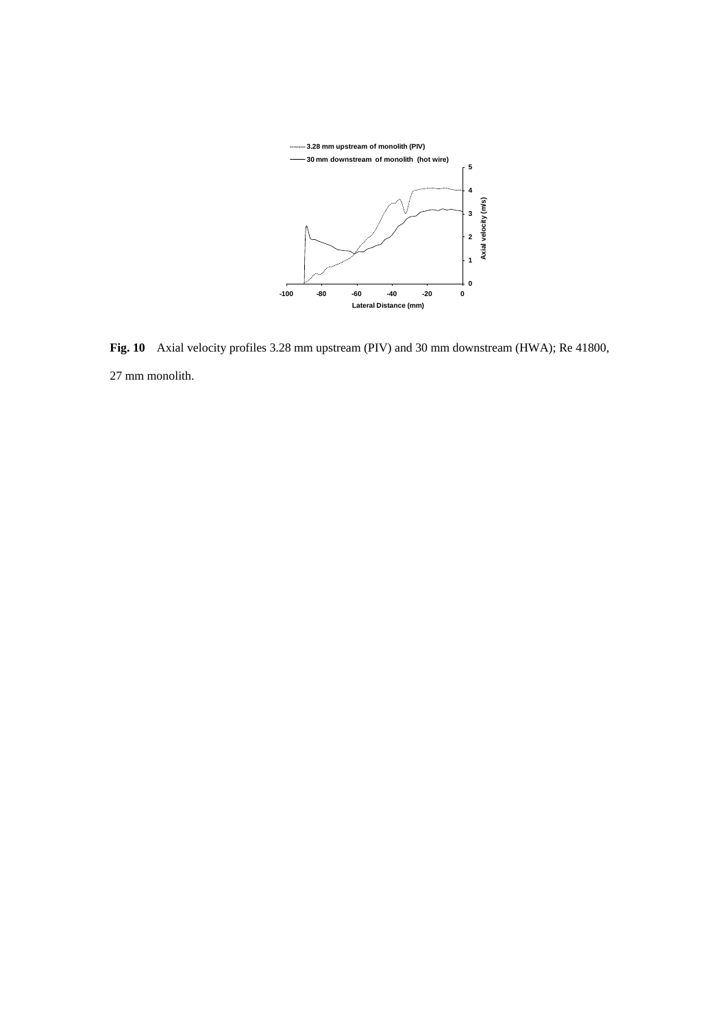3.28 mm upstream of monolith (PIV)

30 mm downstream of monolith (hot wire)

Axial velocity (m/s)

5

4

3

2

1

0

-100

-80

-60

-40

-20

0

Lateral Distance (mm)

**Fig. 10** Axial velocity profiles 3.28 mm upstream (PIV) and 30 mm downstream (HWA); Re 41800, 27 mm monolith.